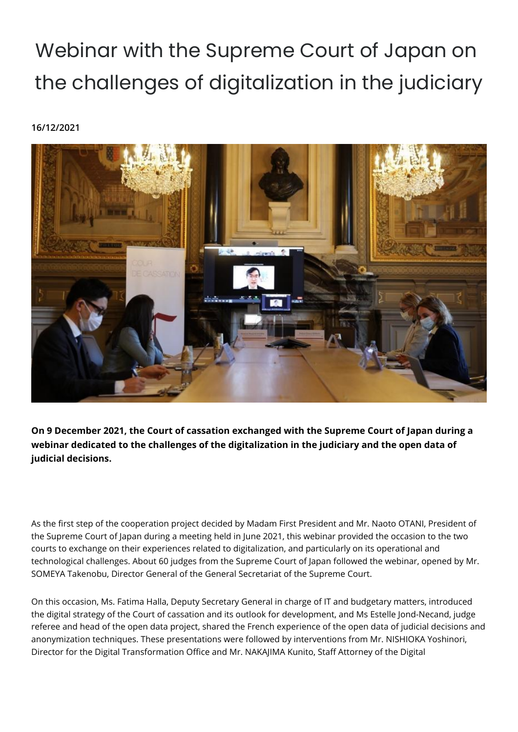# Webinar with the Supreme Court of Japan on the challenges of digitalization in the judiciary

**16/12/2021**

**On 9 December 2021, the Court of cassation exchanged with the Supreme Court of Japan during a webinar dedicated to the challenges of the digitalization in the judiciary and the open data of judicial decisions.**

As the first step of the cooperation project decided by Madam First President and Mr. Naoto OTANI, President of the Supreme Court of Japan during a meeting held in June 2021, this webinar provided the occasion to the two courts to exchange on their experiences related to digitalization, and particularly on its operational and technological challenges. About 60 judges from the Supreme Court of Japan followed the webinar, opened by Mr. SOMEYA Takenobu, Director General of the General Secretariat of the Supreme Court.

On this occasion, Ms. Fatima Halla, Deputy Secretary General in charge of IT and budgetary matters, introduced the digital strategy of the Court of cassation and its outlook for development, and Ms Estelle Jond-Necand, judge referee and head of the open data project, shared the French experience of the open data of judicial decisions and anonymization techniques. These presentations were followed by interventions from Mr. NISHIOKA Yoshinori, Director for the Digital Transformation Office and Mr. NAKAJIMA Kunito, Staff Attorney of the Digital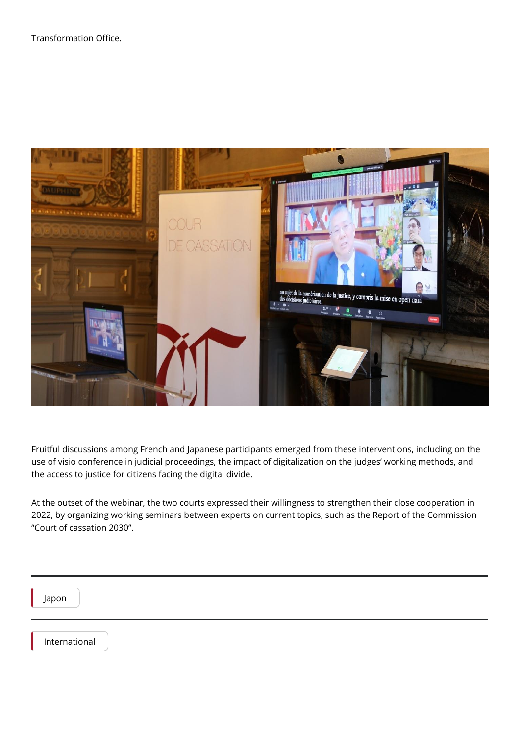Transformation Office.

Fruitful discussions among French and Japanese participants emerged from these interventions, including on the use of visio conference in judicial proceedings, the impact of digitalization on the judges' working methods, and the access to justice for citizens facing the digital divide.

At the outset of the webinar, the two courts expressed their willingness to strengthen their close cooperation in 2022, by organizing working seminars between experts on current topics, such as the Report of the Commission "Court of cassation 2030".

---

Japon

---

International